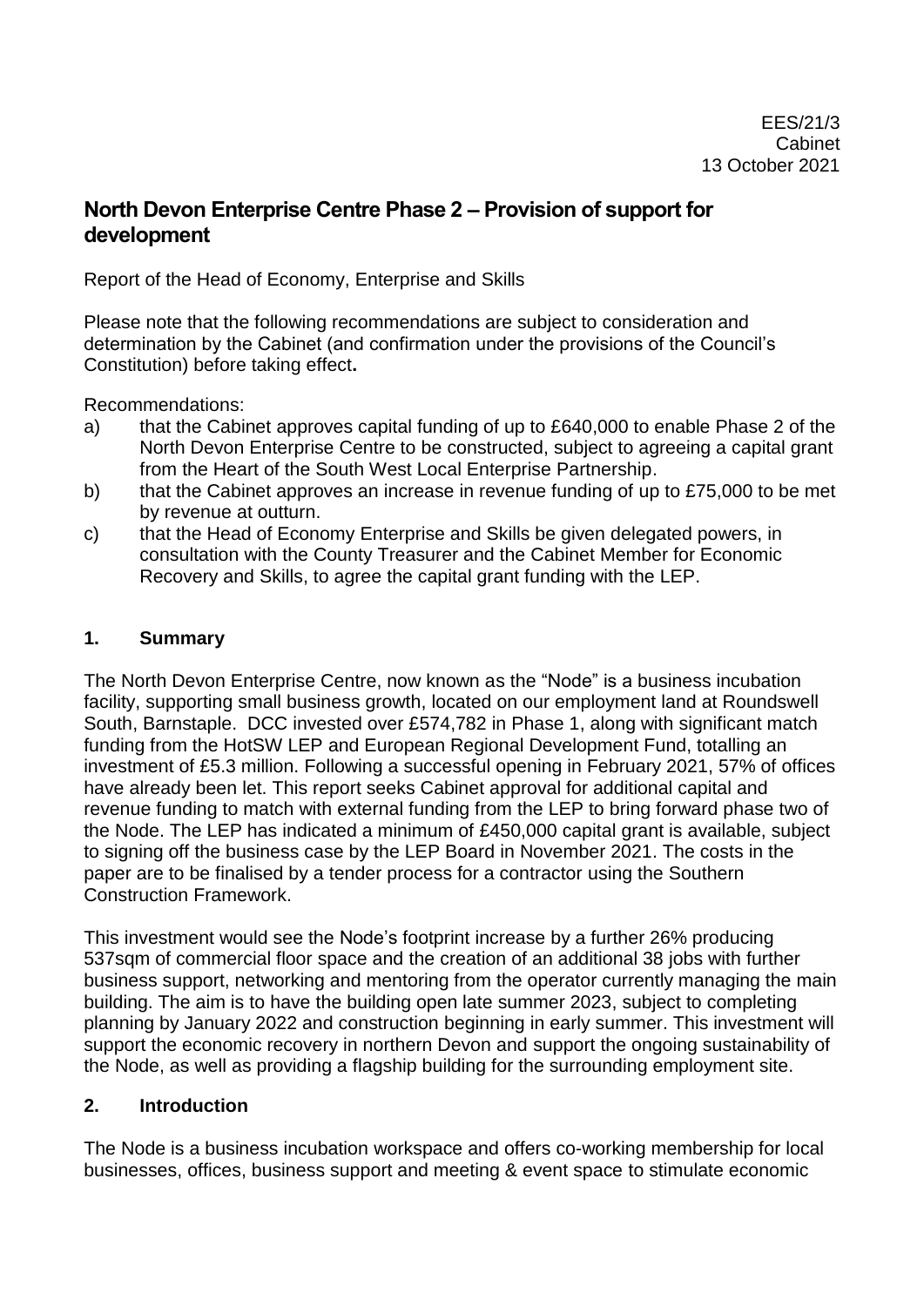EES/21/3
Cabinet
13 October 2021

# North Devon Enterprise Centre Phase 2 – Provision of support for development

Report of the Head of Economy, Enterprise and Skills

Please note that the following recommendations are subject to consideration and determination by the Cabinet (and confirmation under the provisions of the Council's Constitution) before taking effect**.**

Recommendations:

a) that the Cabinet approves capital funding of up to £640,000 to enable Phase 2 of the North Devon Enterprise Centre to be constructed, subject to agreeing a capital grant from the Heart of the South West Local Enterprise Partnership.

b) that the Cabinet approves an increase in revenue funding of up to £75,000 to be met by revenue at outturn.

c) that the Head of Economy Enterprise and Skills be given delegated powers, in consultation with the County Treasurer and the Cabinet Member for Economic Recovery and Skills, to agree the capital grant funding with the LEP.

## 1. Summary

The North Devon Enterprise Centre, now known as the "Node" is a business incubation facility, supporting small business growth, located on our employment land at Roundswell South, Barnstaple. DCC invested over £574,782 in Phase 1, along with significant match funding from the HotSW LEP and European Regional Development Fund, totalling an investment of £5.3 million. Following a successful opening in February 2021, 57% of offices have already been let. This report seeks Cabinet approval for additional capital and revenue funding to match with external funding from the LEP to bring forward phase two of the Node. The LEP has indicated a minimum of £450,000 capital grant is available, subject to signing off the business case by the LEP Board in November 2021. The costs in the paper are to be finalised by a tender process for a contractor using the Southern Construction Framework.

This investment would see the Node's footprint increase by a further 26% producing 537sqm of commercial floor space and the creation of an additional 38 jobs with further business support, networking and mentoring from the operator currently managing the main building. The aim is to have the building open late summer 2023, subject to completing planning by January 2022 and construction beginning in early summer. This investment will support the economic recovery in northern Devon and support the ongoing sustainability of the Node, as well as providing a flagship building for the surrounding employment site.

## 2. Introduction

The Node is a business incubation workspace and offers co-working membership for local businesses, offices, business support and meeting & event space to stimulate economic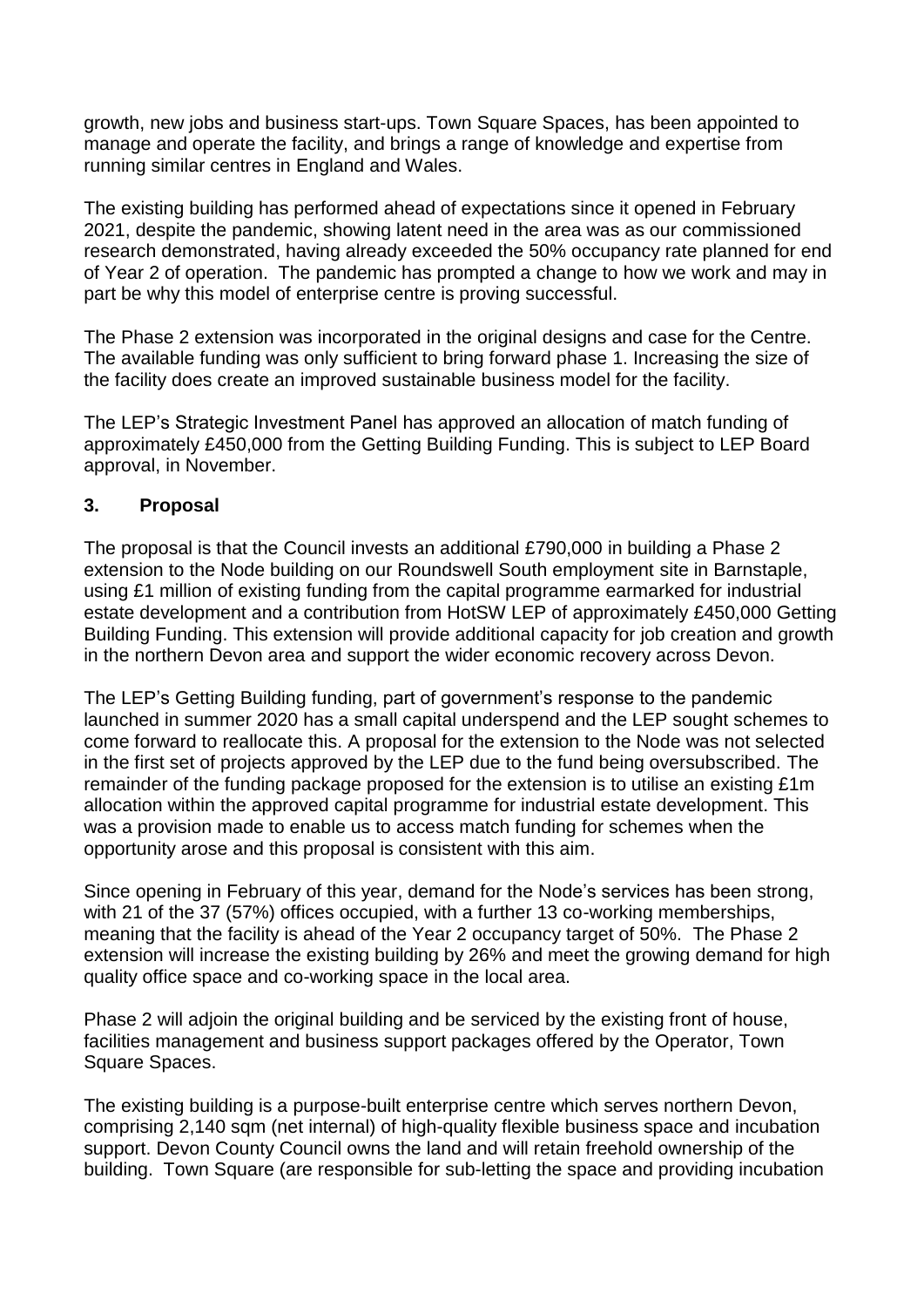growth, new jobs and business start-ups. Town Square Spaces, has been appointed to manage and operate the facility, and brings a range of knowledge and expertise from running similar centres in England and Wales.

The existing building has performed ahead of expectations since it opened in February 2021, despite the pandemic, showing latent need in the area was as our commissioned research demonstrated, having already exceeded the 50% occupancy rate planned for end of Year 2 of operation. The pandemic has prompted a change to how we work and may in part be why this model of enterprise centre is proving successful.

The Phase 2 extension was incorporated in the original designs and case for the Centre. The available funding was only sufficient to bring forward phase 1. Increasing the size of the facility does create an improved sustainable business model for the facility.

The LEP's Strategic Investment Panel has approved an allocation of match funding of approximately £450,000 from the Getting Building Funding. This is subject to LEP Board approval, in November.

## 3. Proposal

The proposal is that the Council invests an additional £790,000 in building a Phase 2 extension to the Node building on our Roundswell South employment site in Barnstaple, using £1 million of existing funding from the capital programme earmarked for industrial estate development and a contribution from HotSW LEP of approximately £450,000 Getting Building Funding. This extension will provide additional capacity for job creation and growth in the northern Devon area and support the wider economic recovery across Devon.

The LEP's Getting Building funding, part of government's response to the pandemic launched in summer 2020 has a small capital underspend and the LEP sought schemes to come forward to reallocate this. A proposal for the extension to the Node was not selected in the first set of projects approved by the LEP due to the fund being oversubscribed. The remainder of the funding package proposed for the extension is to utilise an existing £1m allocation within the approved capital programme for industrial estate development. This was a provision made to enable us to access match funding for schemes when the opportunity arose and this proposal is consistent with this aim.

Since opening in February of this year, demand for the Node's services has been strong, with 21 of the 37 (57%) offices occupied, with a further 13 co-working memberships, meaning that the facility is ahead of the Year 2 occupancy target of 50%. The Phase 2 extension will increase the existing building by 26% and meet the growing demand for high quality office space and co-working space in the local area.

Phase 2 will adjoin the original building and be serviced by the existing front of house, facilities management and business support packages offered by the Operator, Town Square Spaces.

The existing building is a purpose-built enterprise centre which serves northern Devon, comprising 2,140 sqm (net internal) of high-quality flexible business space and incubation support. Devon County Council owns the land and will retain freehold ownership of the building. Town Square (are responsible for sub-letting the space and providing incubation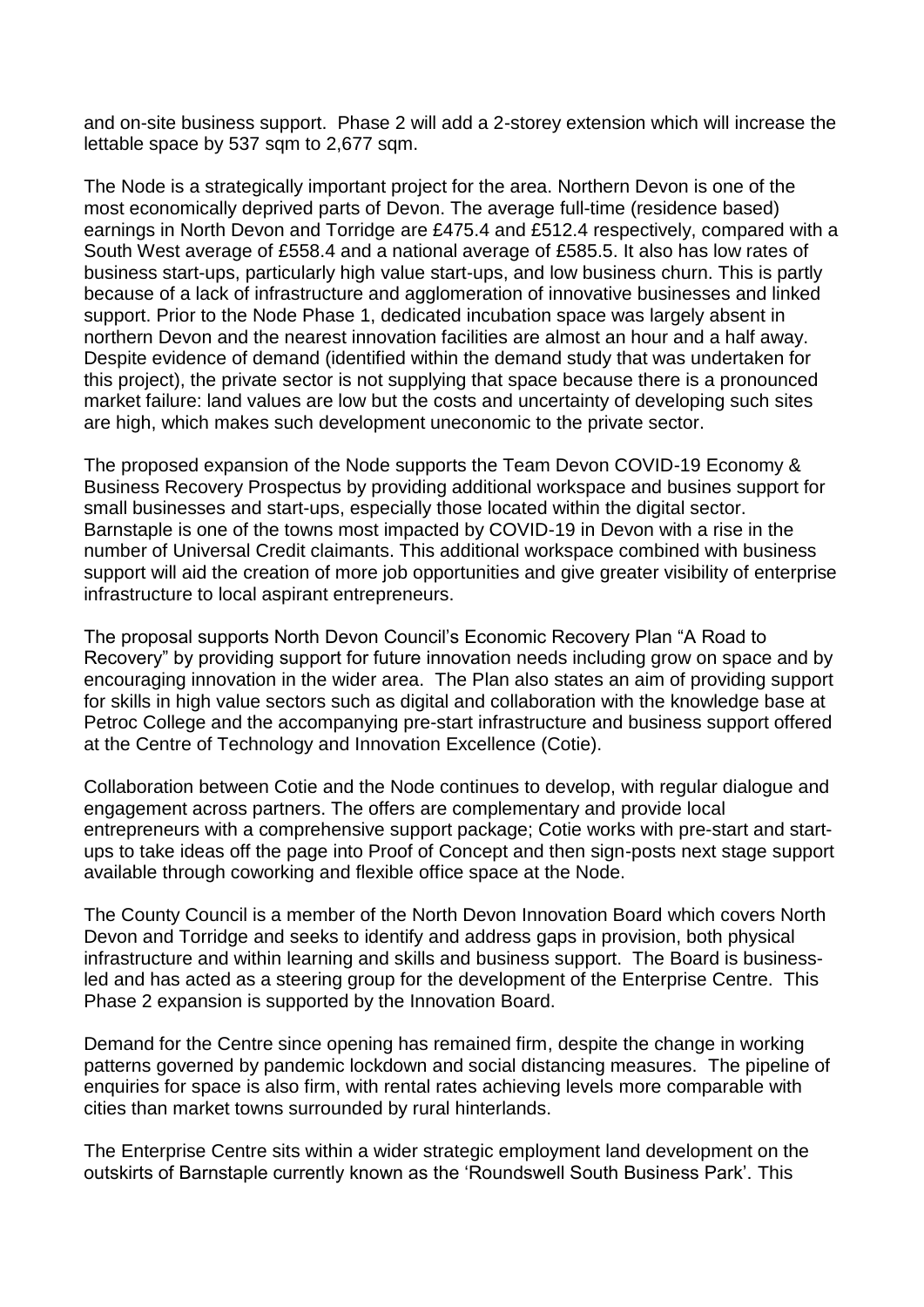and on-site business support. Phase 2 will add a 2-storey extension which will increase the lettable space by 537 sqm to 2,677 sqm.

The Node is a strategically important project for the area. Northern Devon is one of the most economically deprived parts of Devon. The average full-time (residence based) earnings in North Devon and Torridge are £475.4 and £512.4 respectively, compared with a South West average of £558.4 and a national average of £585.5. It also has low rates of business start-ups, particularly high value start-ups, and low business churn. This is partly because of a lack of infrastructure and agglomeration of innovative businesses and linked support. Prior to the Node Phase 1, dedicated incubation space was largely absent in northern Devon and the nearest innovation facilities are almost an hour and a half away. Despite evidence of demand (identified within the demand study that was undertaken for this project), the private sector is not supplying that space because there is a pronounced market failure: land values are low but the costs and uncertainty of developing such sites are high, which makes such development uneconomic to the private sector.

The proposed expansion of the Node supports the Team Devon COVID-19 Economy & Business Recovery Prospectus by providing additional workspace and busines support for small businesses and start-ups, especially those located within the digital sector. Barnstaple is one of the towns most impacted by COVID-19 in Devon with a rise in the number of Universal Credit claimants. This additional workspace combined with business support will aid the creation of more job opportunities and give greater visibility of enterprise infrastructure to local aspirant entrepreneurs.

The proposal supports North Devon Council's Economic Recovery Plan "A Road to Recovery" by providing support for future innovation needs including grow on space and by encouraging innovation in the wider area. The Plan also states an aim of providing support for skills in high value sectors such as digital and collaboration with the knowledge base at Petroc College and the accompanying pre-start infrastructure and business support offered at the Centre of Technology and Innovation Excellence (Cotie).

Collaboration between Cotie and the Node continues to develop, with regular dialogue and engagement across partners. The offers are complementary and provide local entrepreneurs with a comprehensive support package; Cotie works with pre-start and start-ups to take ideas off the page into Proof of Concept and then sign-posts next stage support available through coworking and flexible office space at the Node.

The County Council is a member of the North Devon Innovation Board which covers North Devon and Torridge and seeks to identify and address gaps in provision, both physical infrastructure and within learning and skills and business support. The Board is business-led and has acted as a steering group for the development of the Enterprise Centre. This Phase 2 expansion is supported by the Innovation Board.

Demand for the Centre since opening has remained firm, despite the change in working patterns governed by pandemic lockdown and social distancing measures. The pipeline of enquiries for space is also firm, with rental rates achieving levels more comparable with cities than market towns surrounded by rural hinterlands.

The Enterprise Centre sits within a wider strategic employment land development on the outskirts of Barnstaple currently known as the 'Roundswell South Business Park'. This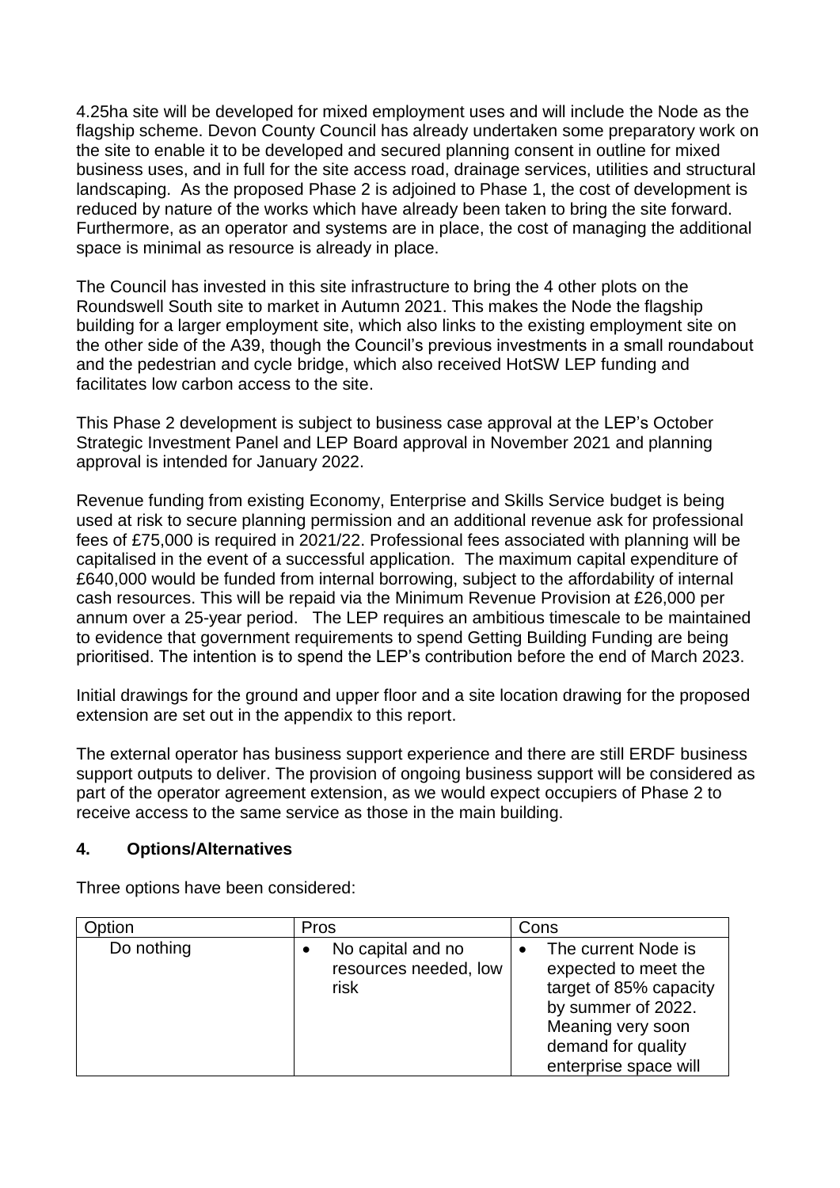4.25ha site will be developed for mixed employment uses and will include the Node as the flagship scheme. Devon County Council has already undertaken some preparatory work on the site to enable it to be developed and secured planning consent in outline for mixed business uses, and in full for the site access road, drainage services, utilities and structural landscaping. As the proposed Phase 2 is adjoined to Phase 1, the cost of development is reduced by nature of the works which have already been taken to bring the site forward. Furthermore, as an operator and systems are in place, the cost of managing the additional space is minimal as resource is already in place.

The Council has invested in this site infrastructure to bring the 4 other plots on the Roundswell South site to market in Autumn 2021. This makes the Node the flagship building for a larger employment site, which also links to the existing employment site on the other side of the A39, though the Council's previous investments in a small roundabout and the pedestrian and cycle bridge, which also received HotSW LEP funding and facilitates low carbon access to the site.

This Phase 2 development is subject to business case approval at the LEP's October Strategic Investment Panel and LEP Board approval in November 2021 and planning approval is intended for January 2022.

Revenue funding from existing Economy, Enterprise and Skills Service budget is being used at risk to secure planning permission and an additional revenue ask for professional fees of £75,000 is required in 2021/22. Professional fees associated with planning will be capitalised in the event of a successful application. The maximum capital expenditure of £640,000 would be funded from internal borrowing, subject to the affordability of internal cash resources. This will be repaid via the Minimum Revenue Provision at £26,000 per annum over a 25-year period. The LEP requires an ambitious timescale to be maintained to evidence that government requirements to spend Getting Building Funding are being prioritised. The intention is to spend the LEP's contribution before the end of March 2023.

Initial drawings for the ground and upper floor and a site location drawing for the proposed extension are set out in the appendix to this report.

The external operator has business support experience and there are still ERDF business support outputs to deliver. The provision of ongoing business support will be considered as part of the operator agreement extension, as we would expect occupiers of Phase 2 to receive access to the same service as those in the main building.

## 4. Options/Alternatives

Three options have been considered:

| Option | Pros | Cons |
|---|---|---|
| Do nothing | • No capital and no resources needed, low risk | • The current Node is expected to meet the target of 85% capacity by summer of 2022. Meaning very soon demand for quality enterprise space will |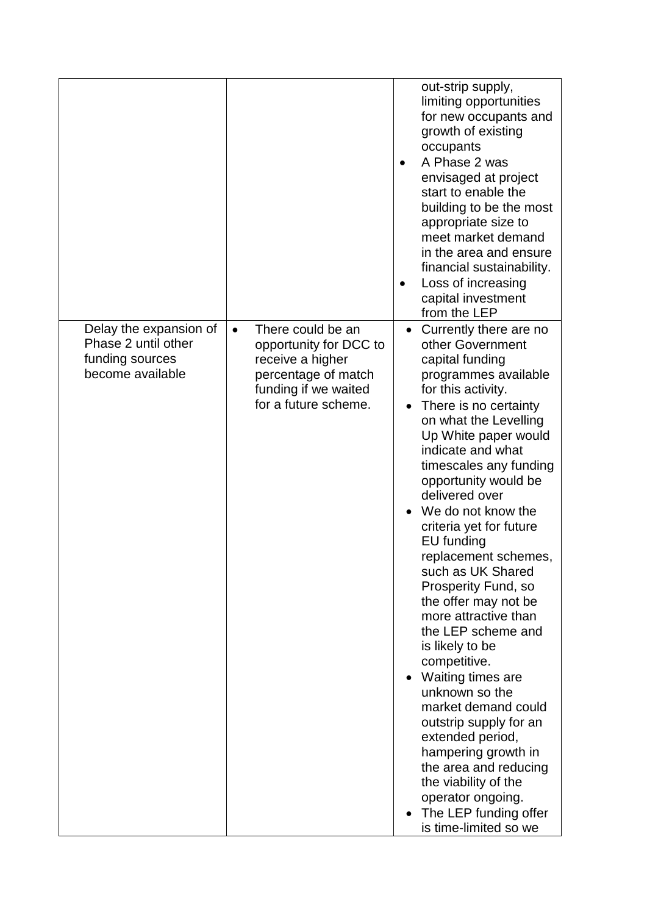| | | |
|---|---|---|
| | | out-strip supply, limiting opportunities for new occupants and growth of existing occupants<br>• A Phase 2 was envisaged at project start to enable the building to be the most appropriate size to meet market demand in the area and ensure financial sustainability.<br>• Loss of increasing capital investment from the LEP |
| Delay the expansion of Phase 2 until other funding sources become available | • There could be an opportunity for DCC to receive a higher percentage of match funding if we waited for a future scheme. | • Currently there are no other Government capital funding programmes available for this activity.<br>• There is no certainty on what the Levelling Up White paper would indicate and what timescales any funding opportunity would be delivered over<br>• We do not know the criteria yet for future EU funding replacement schemes, such as UK Shared Prosperity Fund, so the offer may not be more attractive than the LEP scheme and is likely to be competitive.<br>• Waiting times are unknown so the market demand could outstrip supply for an extended period, hampering growth in the area and reducing the viability of the operator ongoing.<br>• The LEP funding offer is time-limited so we |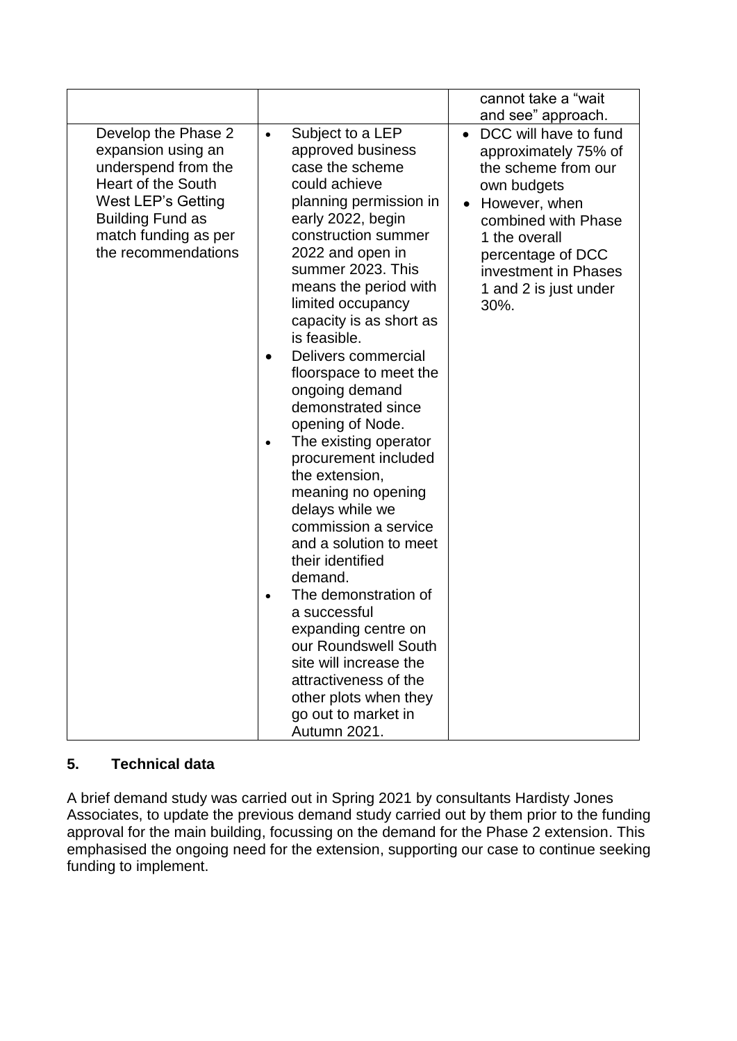| | | |
|---|---|---|
| | | cannot take a "wait and see" approach. |
| Develop the Phase 2 expansion using an underspend from the Heart of the South West LEP's Getting Building Fund as match funding as per the recommendations | • Subject to a LEP approved business case the scheme could achieve planning permission in early 2022, begin construction summer 2022 and open in summer 2023. This means the period with limited occupancy capacity is as short as is feasible.<br>• Delivers commercial floorspace to meet the ongoing demand demonstrated since opening of Node.<br>• The existing operator procurement included the extension, meaning no opening delays while we commission a service and a solution to meet their identified demand.<br>• The demonstration of a successful expanding centre on our Roundswell South site will increase the attractiveness of the other plots when they go out to market in Autumn 2021. | • DCC will have to fund approximately 75% of the scheme from our own budgets<br>• However, when combined with Phase 1 the overall percentage of DCC investment in Phases 1 and 2 is just under 30%. |

## 5. Technical data

A brief demand study was carried out in Spring 2021 by consultants Hardisty Jones Associates, to update the previous demand study carried out by them prior to the funding approval for the main building, focussing on the demand for the Phase 2 extension. This emphasised the ongoing need for the extension, supporting our case to continue seeking funding to implement.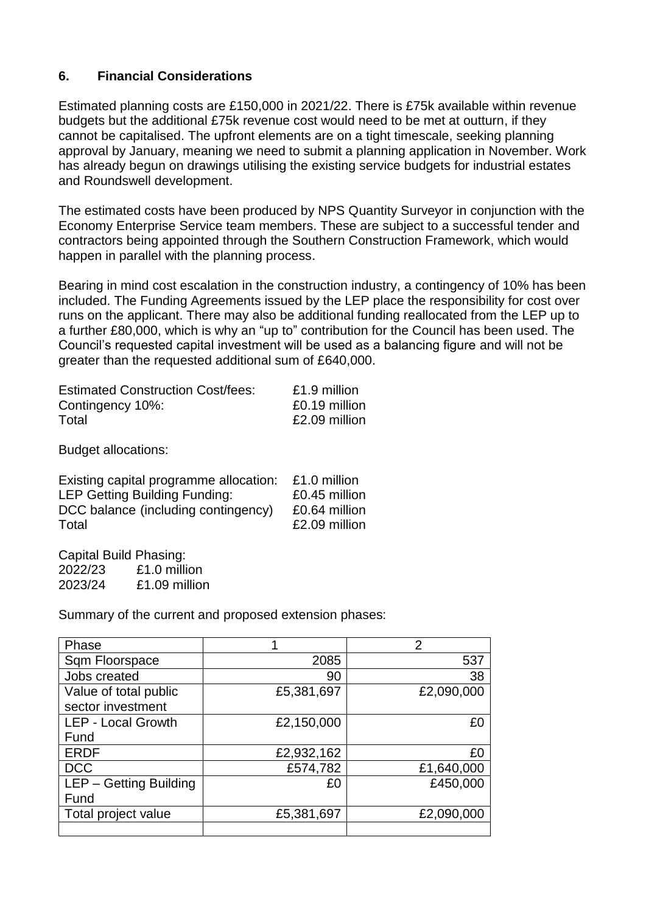## 6. Financial Considerations

Estimated planning costs are £150,000 in 2021/22. There is £75k available within revenue budgets but the additional £75k revenue cost would need to be met at outturn, if they cannot be capitalised. The upfront elements are on a tight timescale, seeking planning approval by January, meaning we need to submit a planning application in November. Work has already begun on drawings utilising the existing service budgets for industrial estates and Roundswell development.

The estimated costs have been produced by NPS Quantity Surveyor in conjunction with the Economy Enterprise Service team members. These are subject to a successful tender and contractors being appointed through the Southern Construction Framework, which would happen in parallel with the planning process.

Bearing in mind cost escalation in the construction industry, a contingency of 10% has been included. The Funding Agreements issued by the LEP place the responsibility for cost over runs on the applicant. There may also be additional funding reallocated from the LEP up to a further £80,000, which is why an "up to" contribution for the Council has been used. The Council's requested capital investment will be used as a balancing figure and will not be greater than the requested additional sum of £640,000.

| | |
|---|---|
| Estimated Construction Cost/fees: | £1.9 million |
| Contingency 10%: | £0.19 million |
| Total | £2.09 million |

Budget allocations:

| | |
|---|---|
| Existing capital programme allocation: | £1.0 million |
| LEP Getting Building Funding: | £0.45 million |
| DCC balance (including contingency) | £0.64 million |
| Total | £2.09 million |

Capital Build Phasing:

| | |
|---|---|
| 2022/23 | £1.0 million |
| 2023/24 | £1.09 million |

Summary of the current and proposed extension phases:

| Phase | 1 | 2 |
|---|---|---|
| Sqm Floorspace | 2085 | 537 |
| Jobs created | 90 | 38 |
| Value of total public sector investment | £5,381,697 | £2,090,000 |
| LEP - Local Growth Fund | £2,150,000 | £0 |
| ERDF | £2,932,162 | £0 |
| DCC | £574,782 | £1,640,000 |
| LEP – Getting Building Fund | £0 | £450,000 |
| Total project value | £5,381,697 | £2,090,000 |
| | | |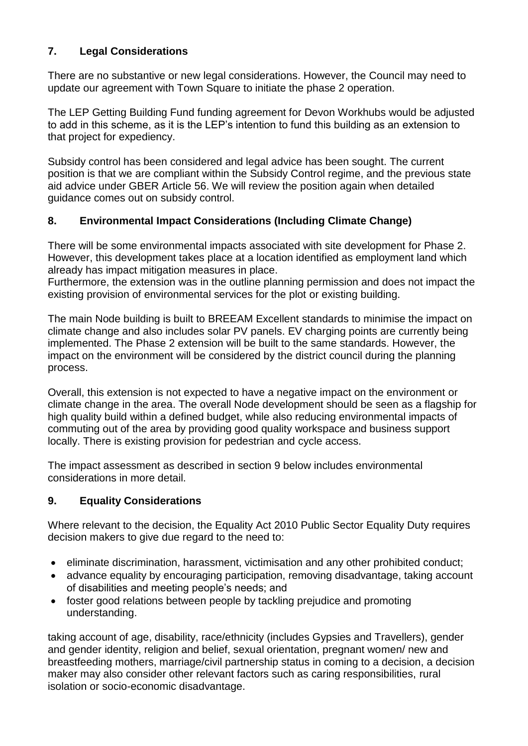## 7. Legal Considerations

There are no substantive or new legal considerations. However, the Council may need to update our agreement with Town Square to initiate the phase 2 operation.

The LEP Getting Building Fund funding agreement for Devon Workhubs would be adjusted to add in this scheme, as it is the LEP's intention to fund this building as an extension to that project for expediency.

Subsidy control has been considered and legal advice has been sought. The current position is that we are compliant within the Subsidy Control regime, and the previous state aid advice under GBER Article 56. We will review the position again when detailed guidance comes out on subsidy control.

## 8. Environmental Impact Considerations (Including Climate Change)

There will be some environmental impacts associated with site development for Phase 2. However, this development takes place at a location identified as employment land which already has impact mitigation measures in place.
Furthermore, the extension was in the outline planning permission and does not impact the existing provision of environmental services for the plot or existing building.

The main Node building is built to BREEAM Excellent standards to minimise the impact on climate change and also includes solar PV panels. EV charging points are currently being implemented. The Phase 2 extension will be built to the same standards. However, the impact on the environment will be considered by the district council during the planning process.

Overall, this extension is not expected to have a negative impact on the environment or climate change in the area. The overall Node development should be seen as a flagship for high quality build within a defined budget, while also reducing environmental impacts of commuting out of the area by providing good quality workspace and business support locally. There is existing provision for pedestrian and cycle access.

The impact assessment as described in section 9 below includes environmental considerations in more detail.

## 9. Equality Considerations

Where relevant to the decision, the Equality Act 2010 Public Sector Equality Duty requires decision makers to give due regard to the need to:

- eliminate discrimination, harassment, victimisation and any other prohibited conduct;
- advance equality by encouraging participation, removing disadvantage, taking account of disabilities and meeting people's needs; and
- foster good relations between people by tackling prejudice and promoting understanding.

taking account of age, disability, race/ethnicity (includes Gypsies and Travellers), gender and gender identity, religion and belief, sexual orientation, pregnant women/ new and breastfeeding mothers, marriage/civil partnership status in coming to a decision, a decision maker may also consider other relevant factors such as caring responsibilities, rural isolation or socio-economic disadvantage.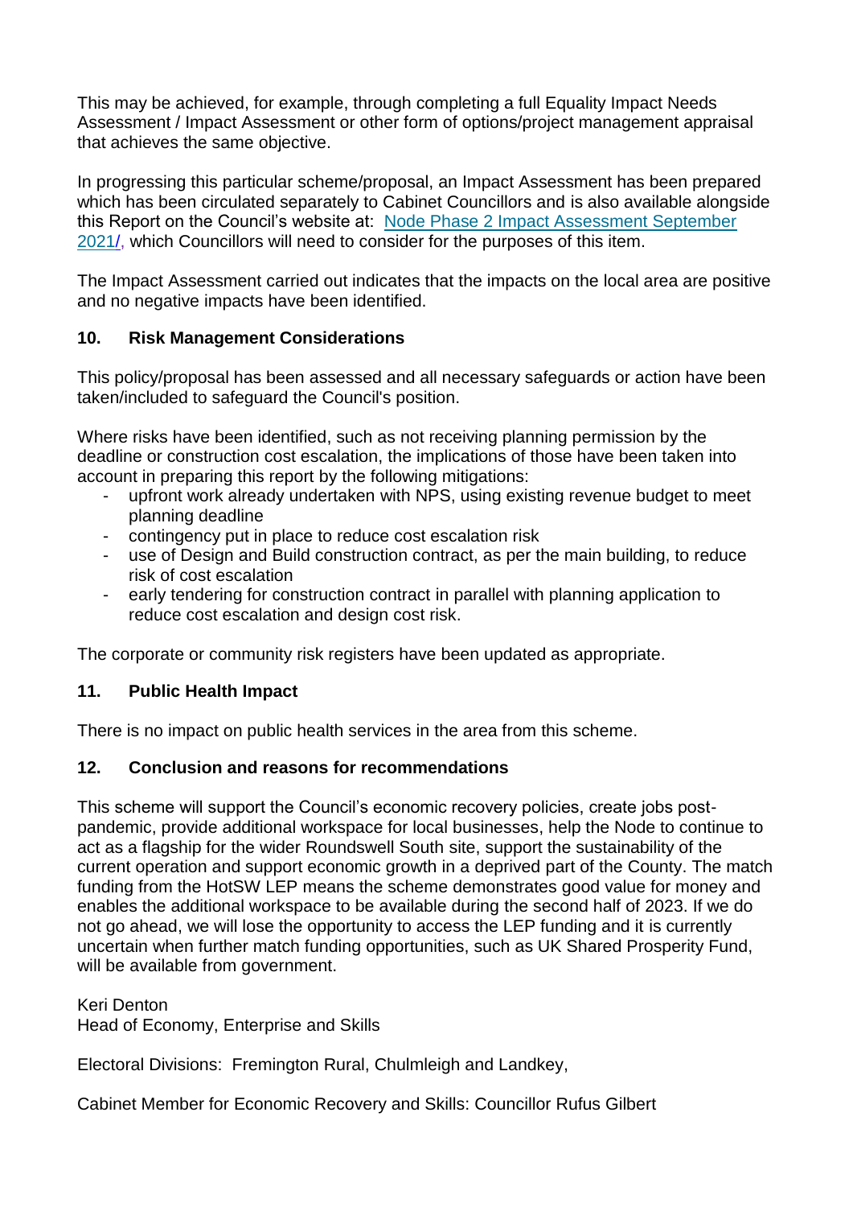This may be achieved, for example, through completing a full Equality Impact Needs Assessment / Impact Assessment or other form of options/project management appraisal that achieves the same objective.

In progressing this particular scheme/proposal, an Impact Assessment has been prepared which has been circulated separately to Cabinet Councillors and is also available alongside this Report on the Council's website at: [Node Phase 2 Impact Assessment September 2021/](), which Councillors will need to consider for the purposes of this item.

The Impact Assessment carried out indicates that the impacts on the local area are positive and no negative impacts have been identified.

## 10. Risk Management Considerations

This policy/proposal has been assessed and all necessary safeguards or action have been taken/included to safeguard the Council's position.

Where risks have been identified, such as not receiving planning permission by the deadline or construction cost escalation, the implications of those have been taken into account in preparing this report by the following mitigations:

- upfront work already undertaken with NPS, using existing revenue budget to meet planning deadline
- contingency put in place to reduce cost escalation risk
- use of Design and Build construction contract, as per the main building, to reduce risk of cost escalation
- early tendering for construction contract in parallel with planning application to reduce cost escalation and design cost risk.

The corporate or community risk registers have been updated as appropriate.

## 11. Public Health Impact

There is no impact on public health services in the area from this scheme.

## 12. Conclusion and reasons for recommendations

This scheme will support the Council's economic recovery policies, create jobs post-pandemic, provide additional workspace for local businesses, help the Node to continue to act as a flagship for the wider Roundswell South site, support the sustainability of the current operation and support economic growth in a deprived part of the County. The match funding from the HotSW LEP means the scheme demonstrates good value for money and enables the additional workspace to be available during the second half of 2023. If we do not go ahead, we will lose the opportunity to access the LEP funding and it is currently uncertain when further match funding opportunities, such as UK Shared Prosperity Fund, will be available from government.

Keri Denton
Head of Economy, Enterprise and Skills

Electoral Divisions: Fremington Rural, Chulmleigh and Landkey,

Cabinet Member for Economic Recovery and Skills: Councillor Rufus Gilbert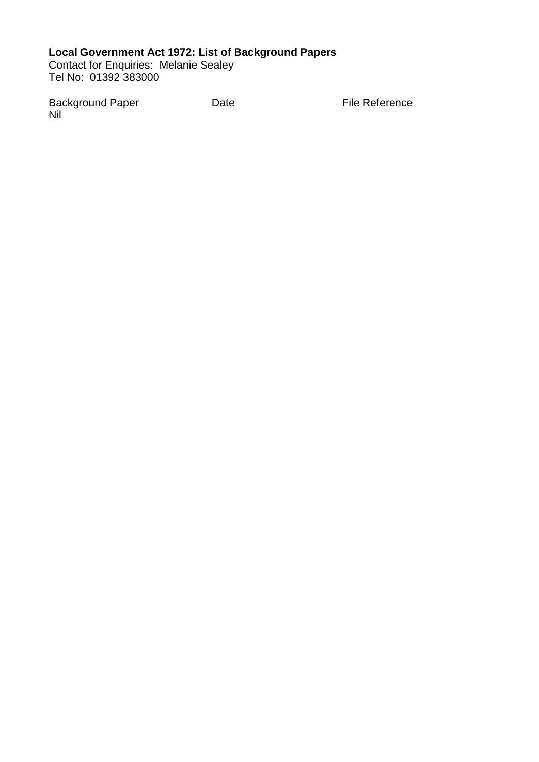**Local Government Act 1972: List of Background Papers**
Contact for Enquiries: Melanie Sealey
Tel No: 01392 383000

| Background Paper | Date | File Reference |
|---|---|---|
| Nil | | |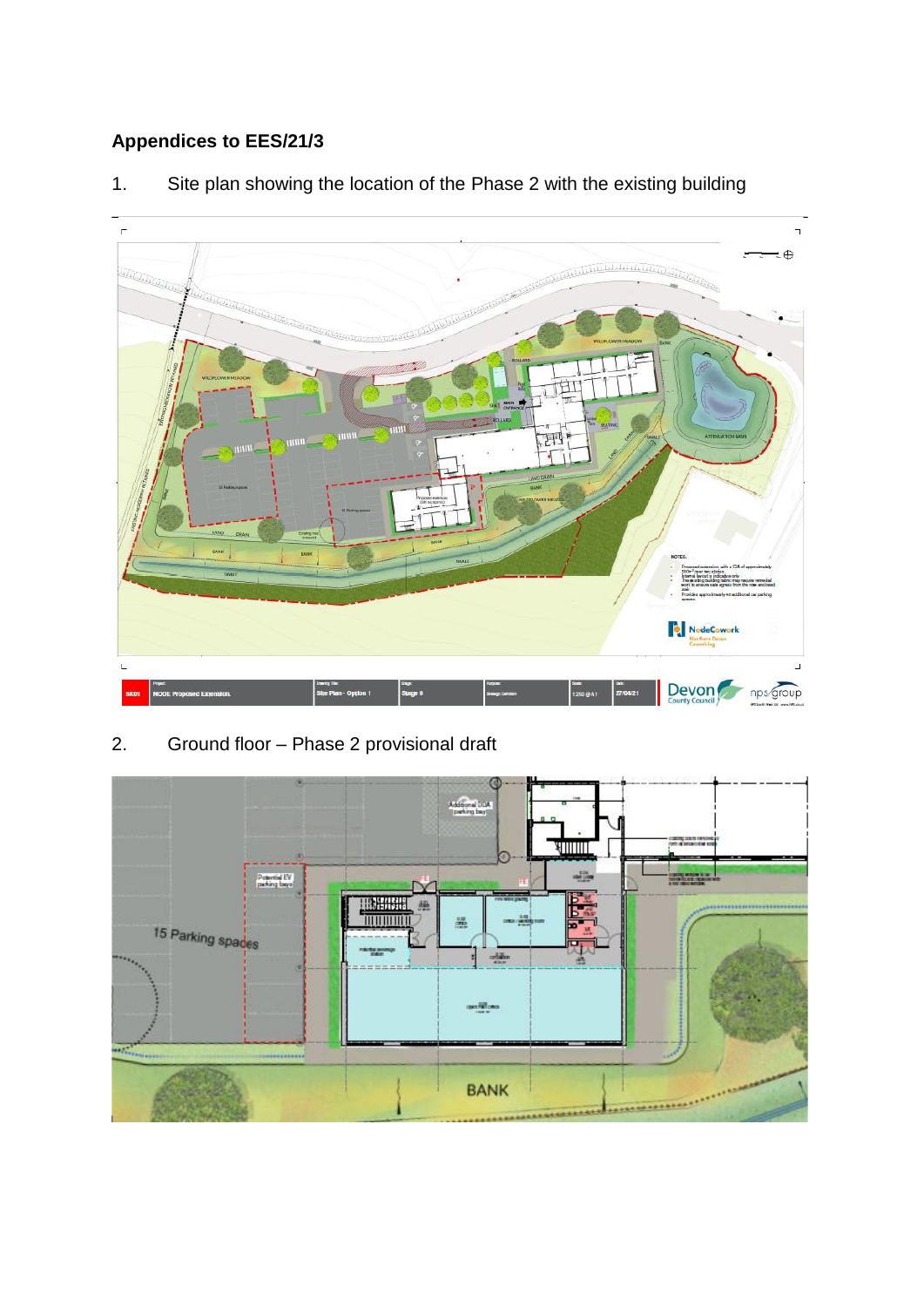**Appendices to EES/21/3**

1. Site plan showing the location of the Phase 2 with the existing building

2. Ground floor – Phase 2 provisional draft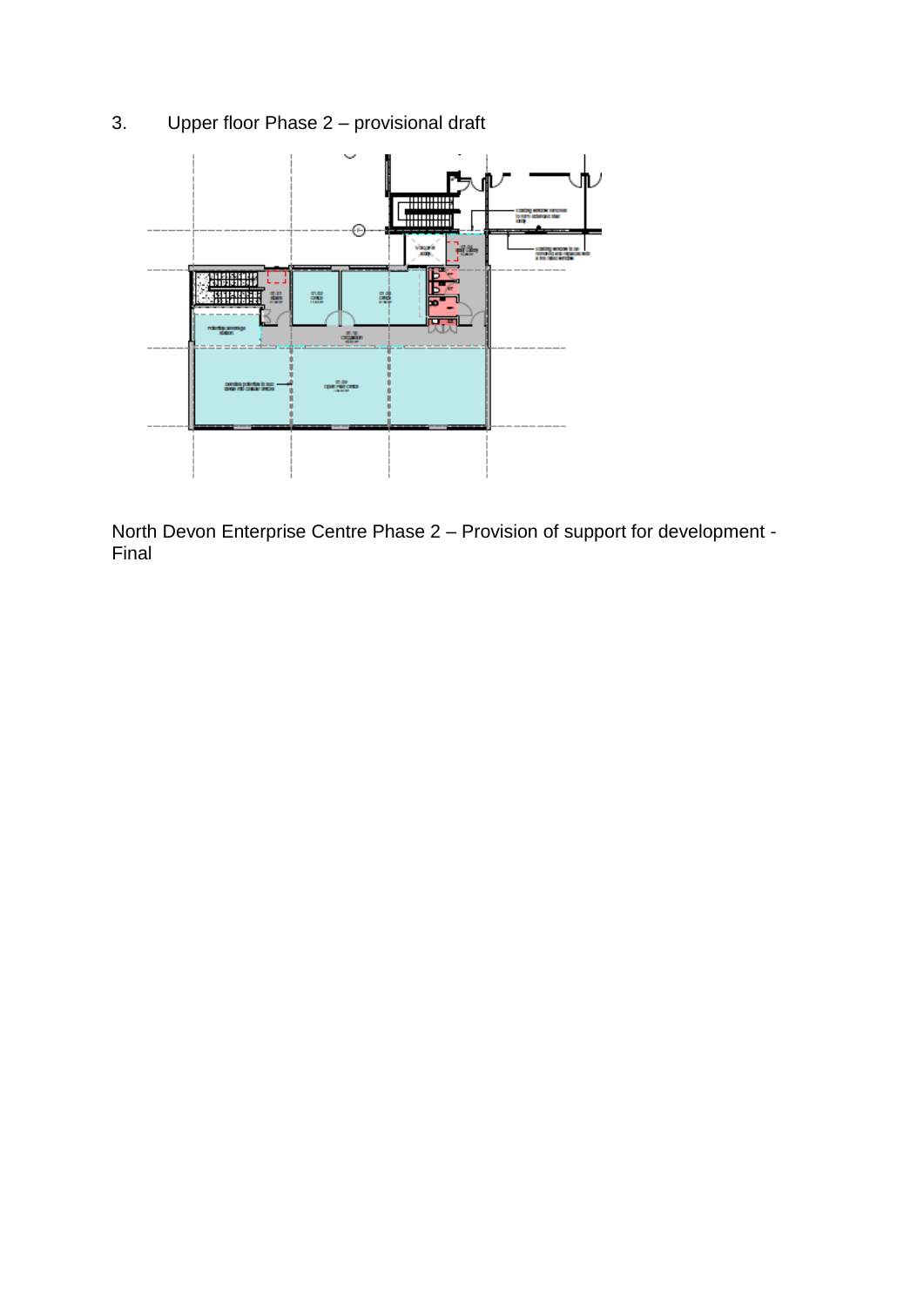3. Upper floor Phase 2 – provisional draft

North Devon Enterprise Centre Phase 2 – Provision of support for development - Final